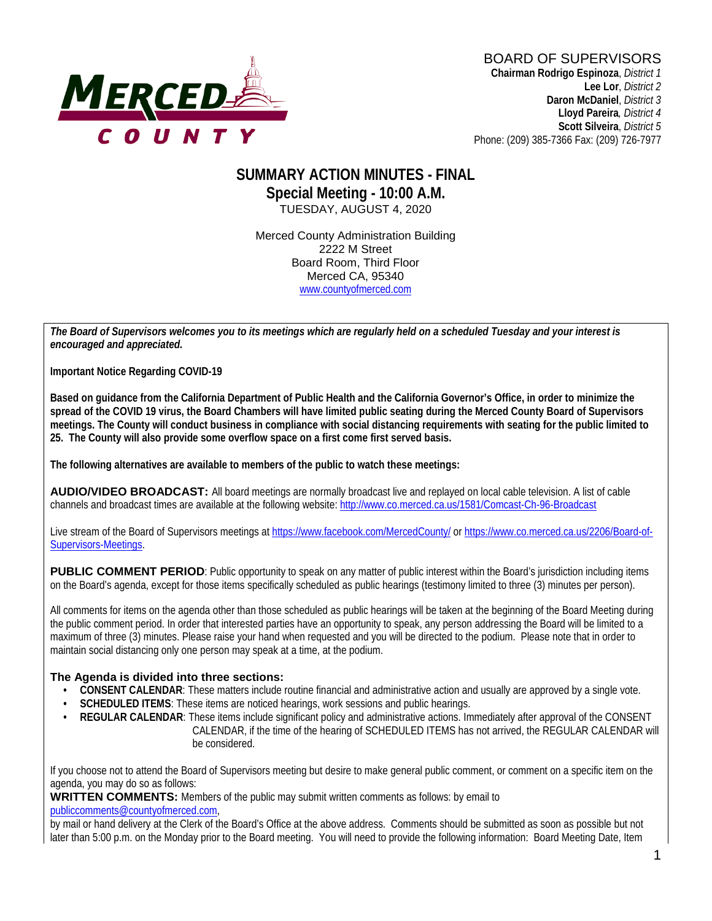MERCED COUNTY

BOARD OF SUPERVISORS
**Chairman Rodrigo Espinoza**, *District 1*
**Lee Lor**, *District 2*
**Daron McDaniel**, *District 3*
**Lloyd Pareira**, *District 4*
**Scott Silveira**, *District 5*
Phone: (209) 385-7366 Fax: (209) 726-7977

# SUMMARY ACTION MINUTES - FINAL
## Special Meeting - 10:00 A.M.
TUESDAY, AUGUST 4, 2020

Merced County Administration Building
2222 M Street
Board Room, Third Floor
Merced CA, 95340
www.countyofmerced.com

***The Board of Supervisors welcomes you to its meetings which are regularly held on a scheduled Tuesday and your interest is encouraged and appreciated.***

**Important Notice Regarding COVID-19**

**Based on guidance from the California Department of Public Health and the California Governor's Office, in order to minimize the spread of the COVID 19 virus, the Board Chambers will have limited public seating during the Merced County Board of Supervisors meetings. The County will conduct business in compliance with social distancing requirements with seating for the public limited to 25. The County will also provide some overflow space on a first come first served basis.**

**The following alternatives are available to members of the public to watch these meetings:**

**AUDIO/VIDEO BROADCAST:** All board meetings are normally broadcast live and replayed on local cable television. A list of cable channels and broadcast times are available at the following website: http://www.co.merced.ca.us/1581/Comcast-Ch-96-Broadcast

Live stream of the Board of Supervisors meetings at https://www.facebook.com/MercedCounty/ or https://www.co.merced.ca.us/2206/Board-of-Supervisors-Meetings.

**PUBLIC COMMENT PERIOD**: Public opportunity to speak on any matter of public interest within the Board's jurisdiction including items on the Board's agenda, except for those items specifically scheduled as public hearings (testimony limited to three (3) minutes per person).

All comments for items on the agenda other than those scheduled as public hearings will be taken at the beginning of the Board Meeting during the public comment period. In order that interested parties have an opportunity to speak, any person addressing the Board will be limited to a maximum of three (3) minutes. Please raise your hand when requested and you will be directed to the podium. Please note that in order to maintain social distancing only one person may speak at a time, at the podium.

### The Agenda is divided into three sections:

- **CONSENT CALENDAR**: These matters include routine financial and administrative action and usually are approved by a single vote.
- **SCHEDULED ITEMS**: These items are noticed hearings, work sessions and public hearings.
- **REGULAR CALENDAR**: These items include significant policy and administrative actions. Immediately after approval of the CONSENT CALENDAR, if the time of the hearing of SCHEDULED ITEMS has not arrived, the REGULAR CALENDAR will be considered.

If you choose not to attend the Board of Supervisors meeting but desire to make general public comment, or comment on a specific item on the agenda, you may do so as follows:

**WRITTEN COMMENTS:** Members of the public may submit written comments as follows: by email to publiccomments@countyofmerced.com, by mail or hand delivery at the Clerk of the Board's Office at the above address. Comments should be submitted as soon as possible but not later than 5:00 p.m. on the Monday prior to the Board meeting. You will need to provide the following information: Board Meeting Date, Item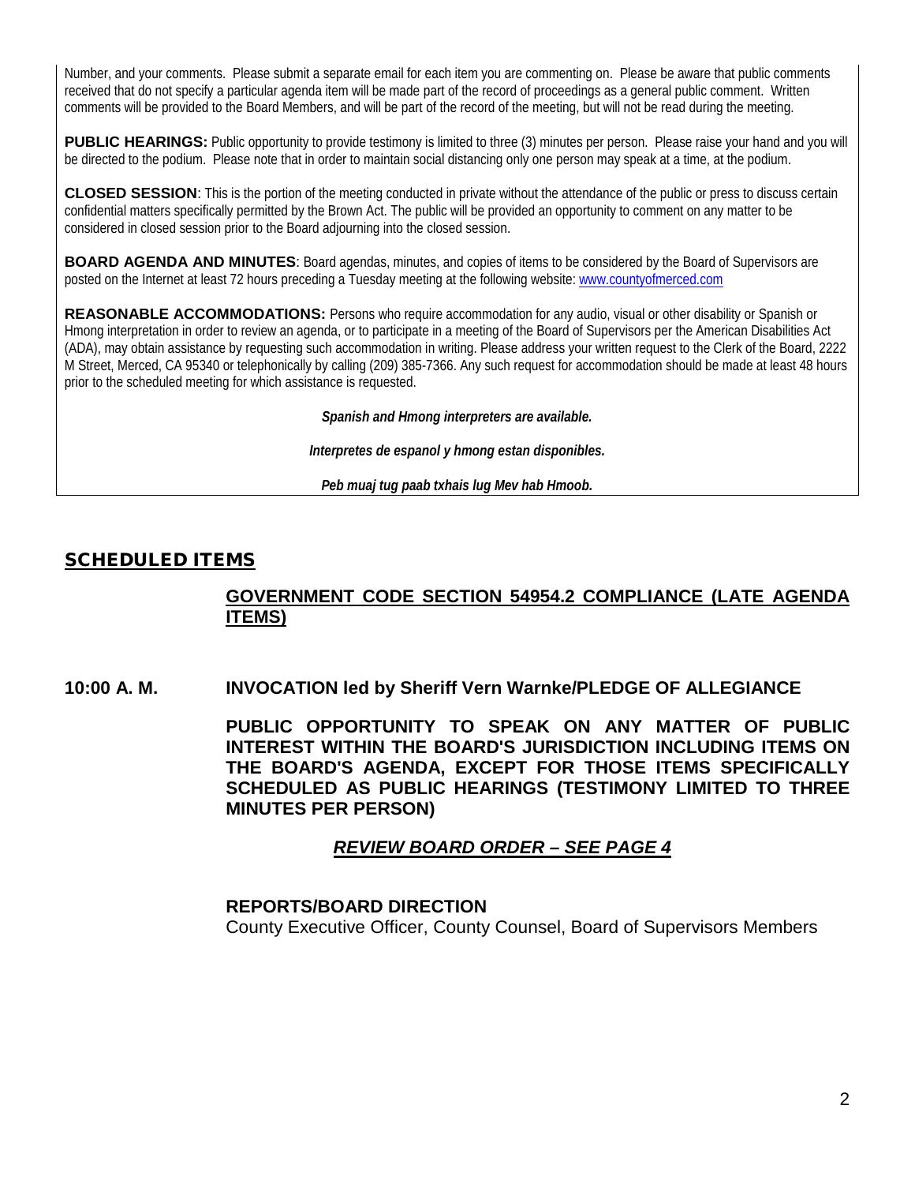Number, and your comments. Please submit a separate email for each item you are commenting on. Please be aware that public comments received that do not specify a particular agenda item will be made part of the record of proceedings as a general public comment. Written comments will be provided to the Board Members, and will be part of the record of the meeting, but will not be read during the meeting.

**PUBLIC HEARINGS:** Public opportunity to provide testimony is limited to three (3) minutes per person. Please raise your hand and you will be directed to the podium. Please note that in order to maintain social distancing only one person may speak at a time, at the podium.

**CLOSED SESSION**: This is the portion of the meeting conducted in private without the attendance of the public or press to discuss certain confidential matters specifically permitted by the Brown Act. The public will be provided an opportunity to comment on any matter to be considered in closed session prior to the Board adjourning into the closed session.

**BOARD AGENDA AND MINUTES**: Board agendas, minutes, and copies of items to be considered by the Board of Supervisors are posted on the Internet at least 72 hours preceding a Tuesday meeting at the following website: www.countyofmerced.com

**REASONABLE ACCOMMODATIONS:** Persons who require accommodation for any audio, visual or other disability or Spanish or Hmong interpretation in order to review an agenda, or to participate in a meeting of the Board of Supervisors per the American Disabilities Act (ADA), may obtain assistance by requesting such accommodation in writing. Please address your written request to the Clerk of the Board, 2222 M Street, Merced, CA 95340 or telephonically by calling (209) 385-7366. Any such request for accommodation should be made at least 48 hours prior to the scheduled meeting for which assistance is requested.

***Spanish and Hmong interpreters are available.***

***Interpretes de espanol y hmong estan disponibles.***

***Peb muaj tug paab txhais lug Mev hab Hmoob.***

## SCHEDULED ITEMS

**GOVERNMENT CODE SECTION 54954.2 COMPLIANCE (LATE AGENDA ITEMS)**

**10:00 A. M. INVOCATION led by Sheriff Vern Warnke/PLEDGE OF ALLEGIANCE**

**PUBLIC OPPORTUNITY TO SPEAK ON ANY MATTER OF PUBLIC INTEREST WITHIN THE BOARD'S JURISDICTION INCLUDING ITEMS ON THE BOARD'S AGENDA, EXCEPT FOR THOSE ITEMS SPECIFICALLY SCHEDULED AS PUBLIC HEARINGS (TESTIMONY LIMITED TO THREE MINUTES PER PERSON)**

***REVIEW BOARD ORDER – SEE PAGE 4***

**REPORTS/BOARD DIRECTION**

County Executive Officer, County Counsel, Board of Supervisors Members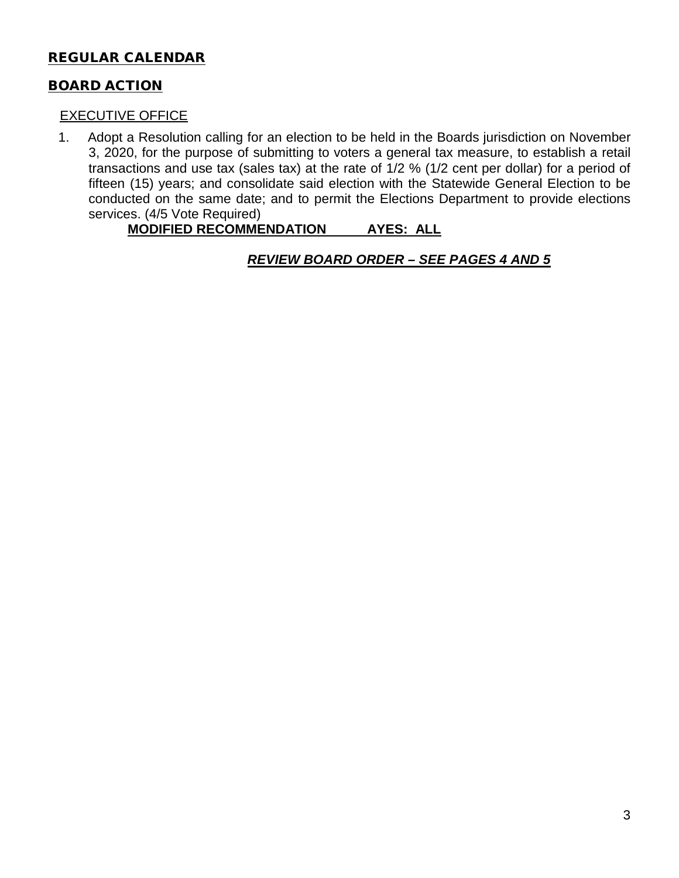## REGULAR CALENDAR

## BOARD ACTION

EXECUTIVE OFFICE

1. Adopt a Resolution calling for an election to be held in the Boards jurisdiction on November 3, 2020, for the purpose of submitting to voters a general tax measure, to establish a retail transactions and use tax (sales tax) at the rate of 1/2 % (1/2 cent per dollar) for a period of fifteen (15) years; and consolidate said election with the Statewide General Election to be conducted on the same date; and to permit the Elections Department to provide elections services. (4/5 Vote Required)

   **MODIFIED RECOMMENDATION AYES: ALL**

   ***REVIEW BOARD ORDER – SEE PAGES 4 AND 5***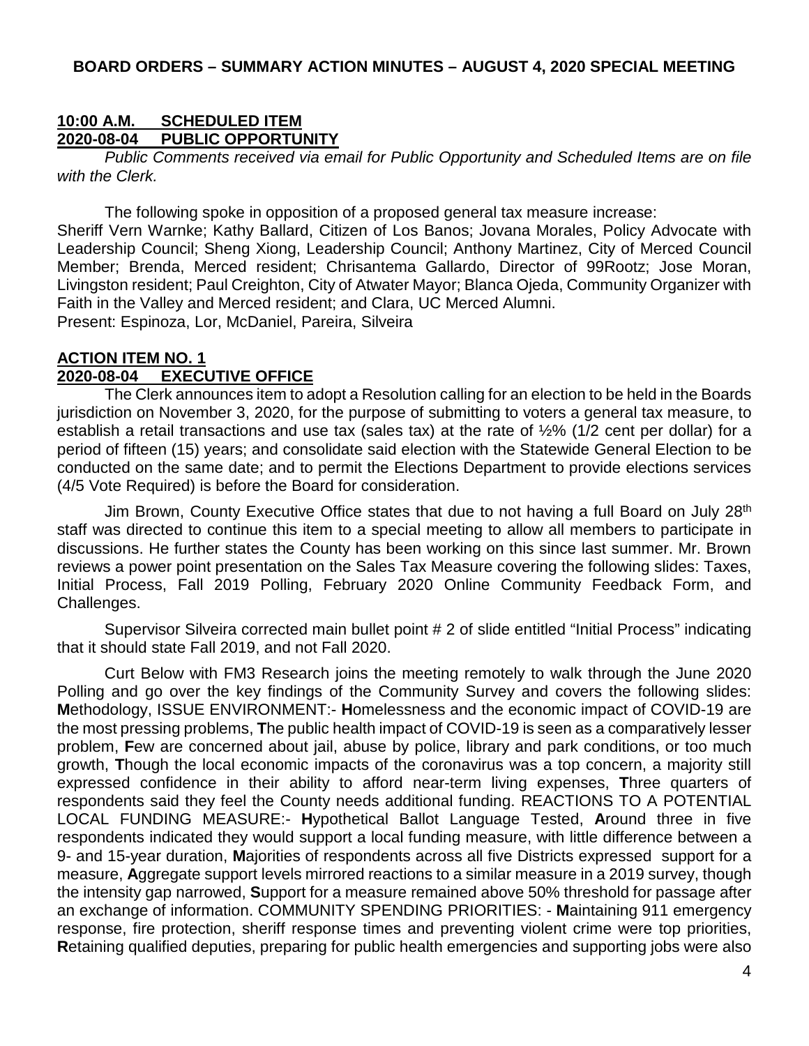**BOARD ORDERS – SUMMARY ACTION MINUTES – AUGUST 4, 2020 SPECIAL MEETING**

**10:00 A.M. SCHEDULED ITEM**
**2020-08-04 PUBLIC OPPORTUNITY**

*Public Comments received via email for Public Opportunity and Scheduled Items are on file with the Clerk.*

The following spoke in opposition of a proposed general tax measure increase:
Sheriff Vern Warnke; Kathy Ballard, Citizen of Los Banos; Jovana Morales, Policy Advocate with Leadership Council; Sheng Xiong, Leadership Council; Anthony Martinez, City of Merced Council Member; Brenda, Merced resident; Chrisantema Gallardo, Director of 99Rootz; Jose Moran, Livingston resident; Paul Creighton, City of Atwater Mayor; Blanca Ojeda, Community Organizer with Faith in the Valley and Merced resident; and Clara, UC Merced Alumni.
Present: Espinoza, Lor, McDaniel, Pareira, Silveira

**ACTION ITEM NO. 1**
**2020-08-04 EXECUTIVE OFFICE**

The Clerk announces item to adopt a Resolution calling for an election to be held in the Boards jurisdiction on November 3, 2020, for the purpose of submitting to voters a general tax measure, to establish a retail transactions and use tax (sales tax) at the rate of ½% (1/2 cent per dollar) for a period of fifteen (15) years; and consolidate said election with the Statewide General Election to be conducted on the same date; and to permit the Elections Department to provide elections services (4/5 Vote Required) is before the Board for consideration.

Jim Brown, County Executive Office states that due to not having a full Board on July 28th staff was directed to continue this item to a special meeting to allow all members to participate in discussions. He further states the County has been working on this since last summer. Mr. Brown reviews a power point presentation on the Sales Tax Measure covering the following slides: Taxes, Initial Process, Fall 2019 Polling, February 2020 Online Community Feedback Form, and Challenges.

Supervisor Silveira corrected main bullet point # 2 of slide entitled "Initial Process" indicating that it should state Fall 2019, and not Fall 2020.

Curt Below with FM3 Research joins the meeting remotely to walk through the June 2020 Polling and go over the key findings of the Community Survey and covers the following slides: **M**ethodology, ISSUE ENVIRONMENT:- **H**omelessness and the economic impact of COVID-19 are the most pressing problems, **T**he public health impact of COVID-19 is seen as a comparatively lesser problem, **F**ew are concerned about jail, abuse by police, library and park conditions, or too much growth, **T**hough the local economic impacts of the coronavirus was a top concern, a majority still expressed confidence in their ability to afford near-term living expenses, **T**hree quarters of respondents said they feel the County needs additional funding. REACTIONS TO A POTENTIAL LOCAL FUNDING MEASURE:- **H**ypothetical Ballot Language Tested, **A**round three in five respondents indicated they would support a local funding measure, with little difference between a 9- and 15-year duration, **M**ajorities of respondents across all five Districts expressed support for a measure, **A**ggregate support levels mirrored reactions to a similar measure in a 2019 survey, though the intensity gap narrowed, **S**upport for a measure remained above 50% threshold for passage after an exchange of information. COMMUNITY SPENDING PRIORITIES: - **M**aintaining 911 emergency response, fire protection, sheriff response times and preventing violent crime were top priorities, **R**etaining qualified deputies, preparing for public health emergencies and supporting jobs were also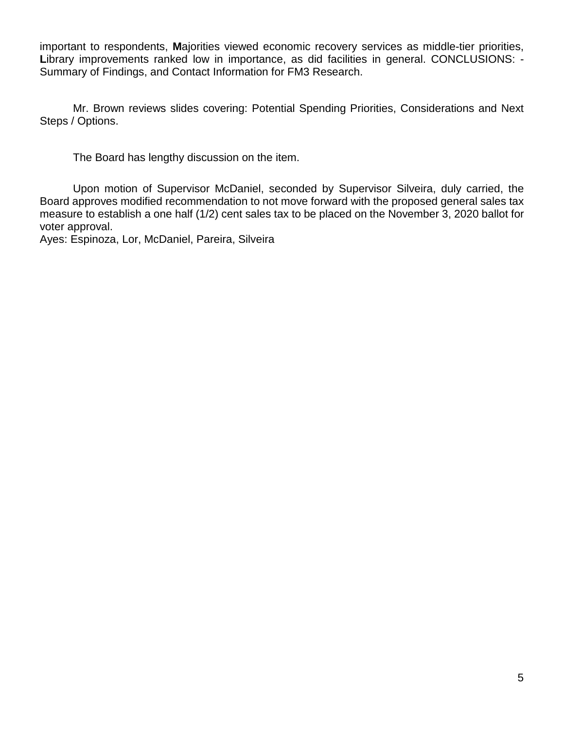important to respondents, **M**ajorities viewed economic recovery services as middle-tier priorities, **L**ibrary improvements ranked low in importance, as did facilities in general. CONCLUSIONS: - Summary of Findings, and Contact Information for FM3 Research.

Mr. Brown reviews slides covering: Potential Spending Priorities, Considerations and Next Steps / Options.

The Board has lengthy discussion on the item.

Upon motion of Supervisor McDaniel, seconded by Supervisor Silveira, duly carried, the Board approves modified recommendation to not move forward with the proposed general sales tax measure to establish a one half (1/2) cent sales tax to be placed on the November 3, 2020 ballot for voter approval.
Ayes: Espinoza, Lor, McDaniel, Pareira, Silveira